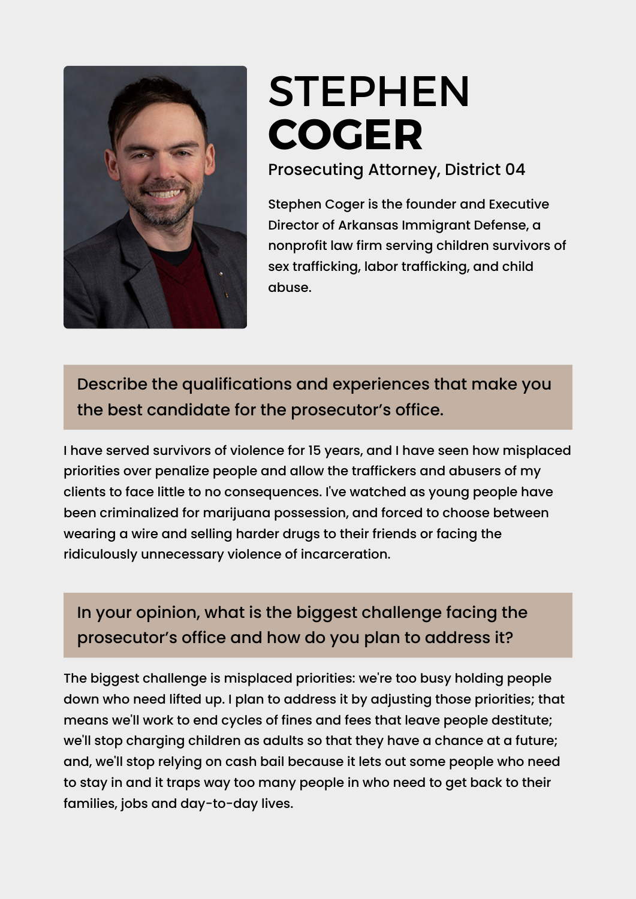# STEPHEN **COGER**

Prosecuting Attorney, District 04

Stephen Coger is the founder and Executive Director of Arkansas Immigrant Defense, a nonprofit law firm serving children survivors of sex trafficking, labor trafficking, and child abuse.

## Describe the qualifications and experiences that make you the best candidate for the prosecutor's office.

I have served survivors of violence for 15 years, and I have seen how misplaced priorities over penalize people and allow the traffickers and abusers of my clients to face little to no consequences. I've watched as young people have been criminalized for marijuana possession, and forced to choose between wearing a wire and selling harder drugs to their friends or facing the ridiculously unnecessary violence of incarceration.

## In your opinion, what is the biggest challenge facing the prosecutor's office and how do you plan to address it?

The biggest challenge is misplaced priorities: we're too busy holding people down who need lifted up. I plan to address it by adjusting those priorities; that means we'll work to end cycles of fines and fees that leave people destitute; we'll stop charging children as adults so that they have a chance at a future; and, we'll stop relying on cash bail because it lets out some people who need to stay in and it traps way too many people in who need to get back to their families, jobs and day-to-day lives.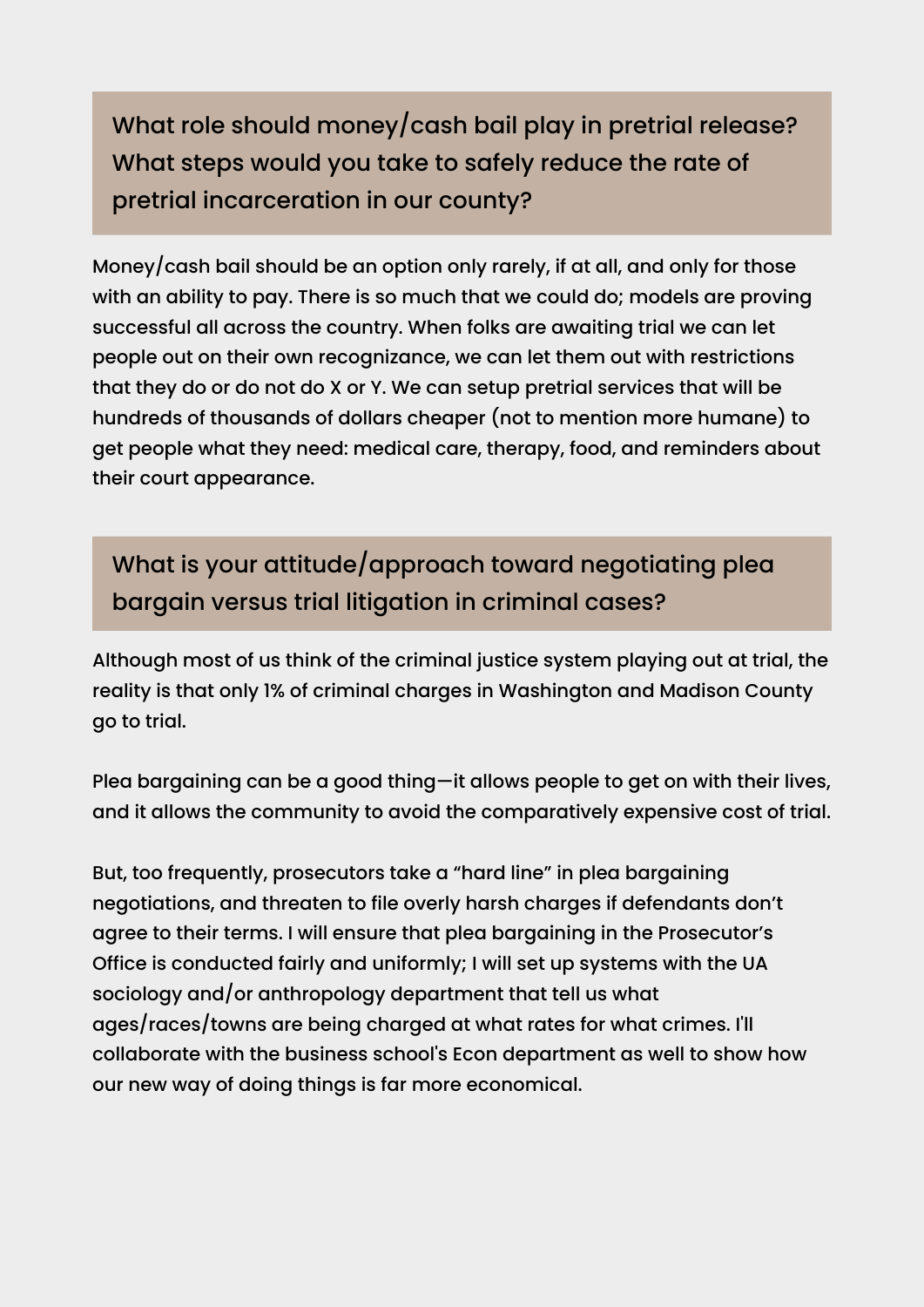## What role should money/cash bail play in pretrial release? What steps would you take to safely reduce the rate of pretrial incarceration in our county?

Money/cash bail should be an option only rarely, if at all, and only for those with an ability to pay. There is so much that we could do; models are proving successful all across the country. When folks are awaiting trial we can let people out on their own recognizance, we can let them out with restrictions that they do or do not do X or Y. We can setup pretrial services that will be hundreds of thousands of dollars cheaper (not to mention more humane) to get people what they need: medical care, therapy, food, and reminders about their court appearance.

## What is your attitude/approach toward negotiating plea bargain versus trial litigation in criminal cases?

Although most of us think of the criminal justice system playing out at trial, the reality is that only 1% of criminal charges in Washington and Madison County go to trial.

Plea bargaining can be a good thing—it allows people to get on with their lives, and it allows the community to avoid the comparatively expensive cost of trial.

But, too frequently, prosecutors take a "hard line" in plea bargaining negotiations, and threaten to file overly harsh charges if defendants don't agree to their terms. I will ensure that plea bargaining in the Prosecutor's Office is conducted fairly and uniformly; I will set up systems with the UA sociology and/or anthropology department that tell us what ages/races/towns are being charged at what rates for what crimes. I'll collaborate with the business school's Econ department as well to show how our new way of doing things is far more economical.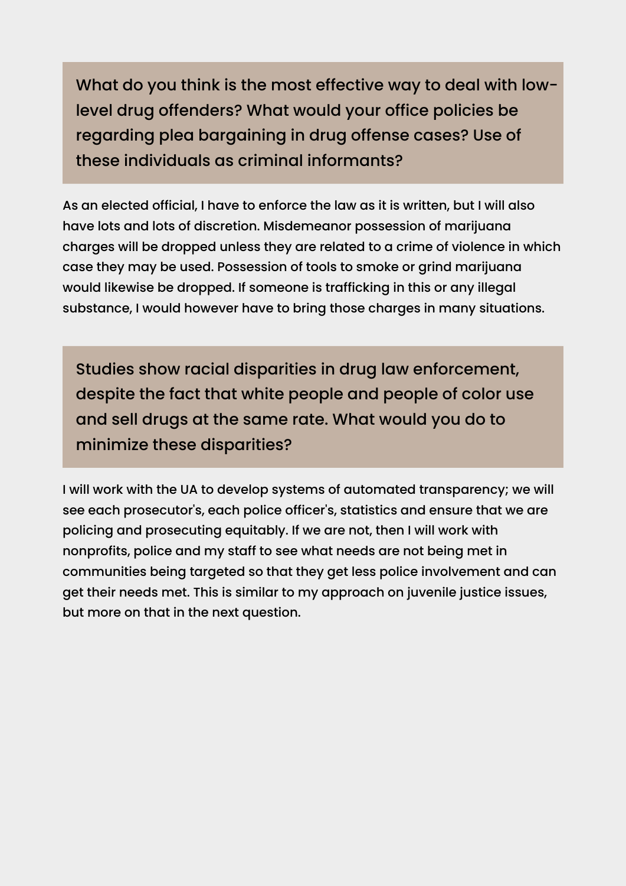## What do you think is the most effective way to deal with low-level drug offenders? What would your office policies be regarding plea bargaining in drug offense cases? Use of these individuals as criminal informants?

As an elected official, I have to enforce the law as it is written, but I will also have lots and lots of discretion. Misdemeanor possession of marijuana charges will be dropped unless they are related to a crime of violence in which case they may be used. Possession of tools to smoke or grind marijuana would likewise be dropped. If someone is trafficking in this or any illegal substance, I would however have to bring those charges in many situations.

## Studies show racial disparities in drug law enforcement, despite the fact that white people and people of color use and sell drugs at the same rate. What would you do to minimize these disparities?

I will work with the UA to develop systems of automated transparency; we will see each prosecutor's, each police officer's, statistics and ensure that we are policing and prosecuting equitably. If we are not, then I will work with nonprofits, police and my staff to see what needs are not being met in communities being targeted so that they get less police involvement and can get their needs met. This is similar to my approach on juvenile justice issues, but more on that in the next question.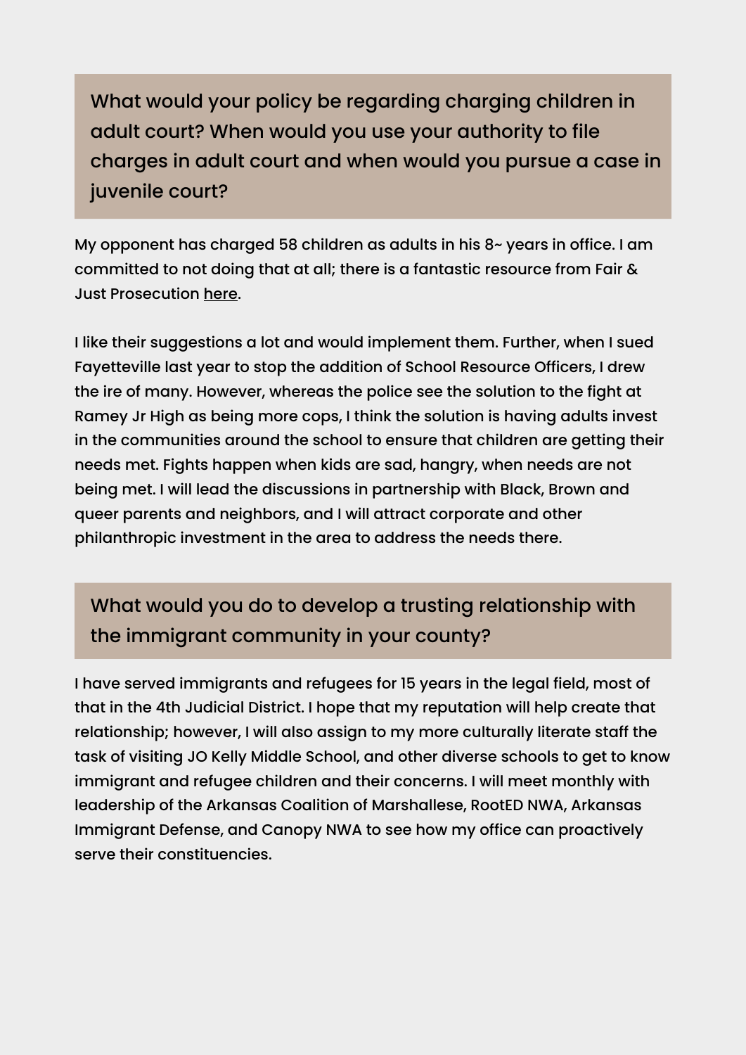## What would your policy be regarding charging children in adult court? When would you use your authority to file charges in adult court and when would you pursue a case in juvenile court?

My opponent has charged 58 children as adults in his 8~ years in office. I am committed to not doing that at all; there is a fantastic resource from Fair & Just Prosecution here.

I like their suggestions a lot and would implement them. Further, when I sued Fayetteville last year to stop the addition of School Resource Officers, I drew the ire of many. However, whereas the police see the solution to the fight at Ramey Jr High as being more cops, I think the solution is having adults invest in the communities around the school to ensure that children are getting their needs met. Fights happen when kids are sad, hangry, when needs are not being met. I will lead the discussions in partnership with Black, Brown and queer parents and neighbors, and I will attract corporate and other philanthropic investment in the area to address the needs there.

## What would you do to develop a trusting relationship with the immigrant community in your county?

I have served immigrants and refugees for 15 years in the legal field, most of that in the 4th Judicial District. I hope that my reputation will help create that relationship; however, I will also assign to my more culturally literate staff the task of visiting JO Kelly Middle School, and other diverse schools to get to know immigrant and refugee children and their concerns. I will meet monthly with leadership of the Arkansas Coalition of Marshallese, RootED NWA, Arkansas Immigrant Defense, and Canopy NWA to see how my office can proactively serve their constituencies.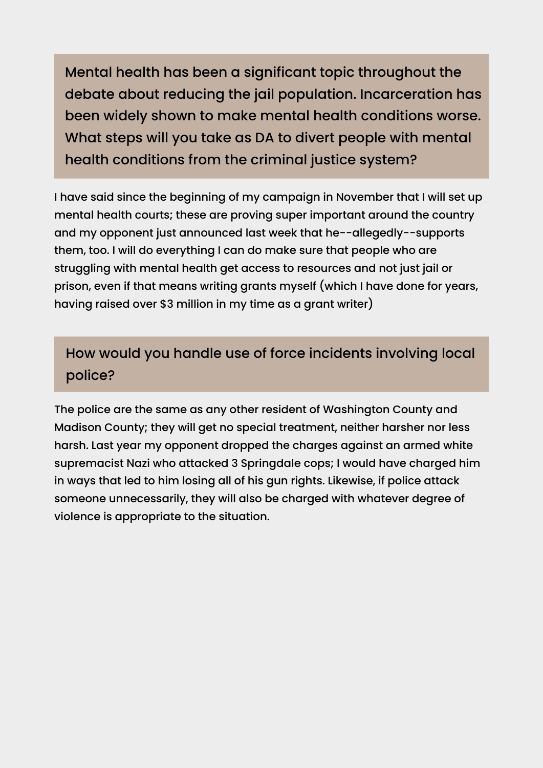## Mental health has been a significant topic throughout the debate about reducing the jail population. Incarceration has been widely shown to make mental health conditions worse. What steps will you take as DA to divert people with mental health conditions from the criminal justice system?

I have said since the beginning of my campaign in November that I will set up mental health courts; these are proving super important around the country and my opponent just announced last week that he--allegedly--supports them, too. I will do everything I can do make sure that people who are struggling with mental health get access to resources and not just jail or prison, even if that means writing grants myself (which I have done for years, having raised over $3 million in my time as a grant writer)

## How would you handle use of force incidents involving local police?

The police are the same as any other resident of Washington County and Madison County; they will get no special treatment, neither harsher nor less harsh. Last year my opponent dropped the charges against an armed white supremacist Nazi who attacked 3 Springdale cops; I would have charged him in ways that led to him losing all of his gun rights. Likewise, if police attack someone unnecessarily, they will also be charged with whatever degree of violence is appropriate to the situation.